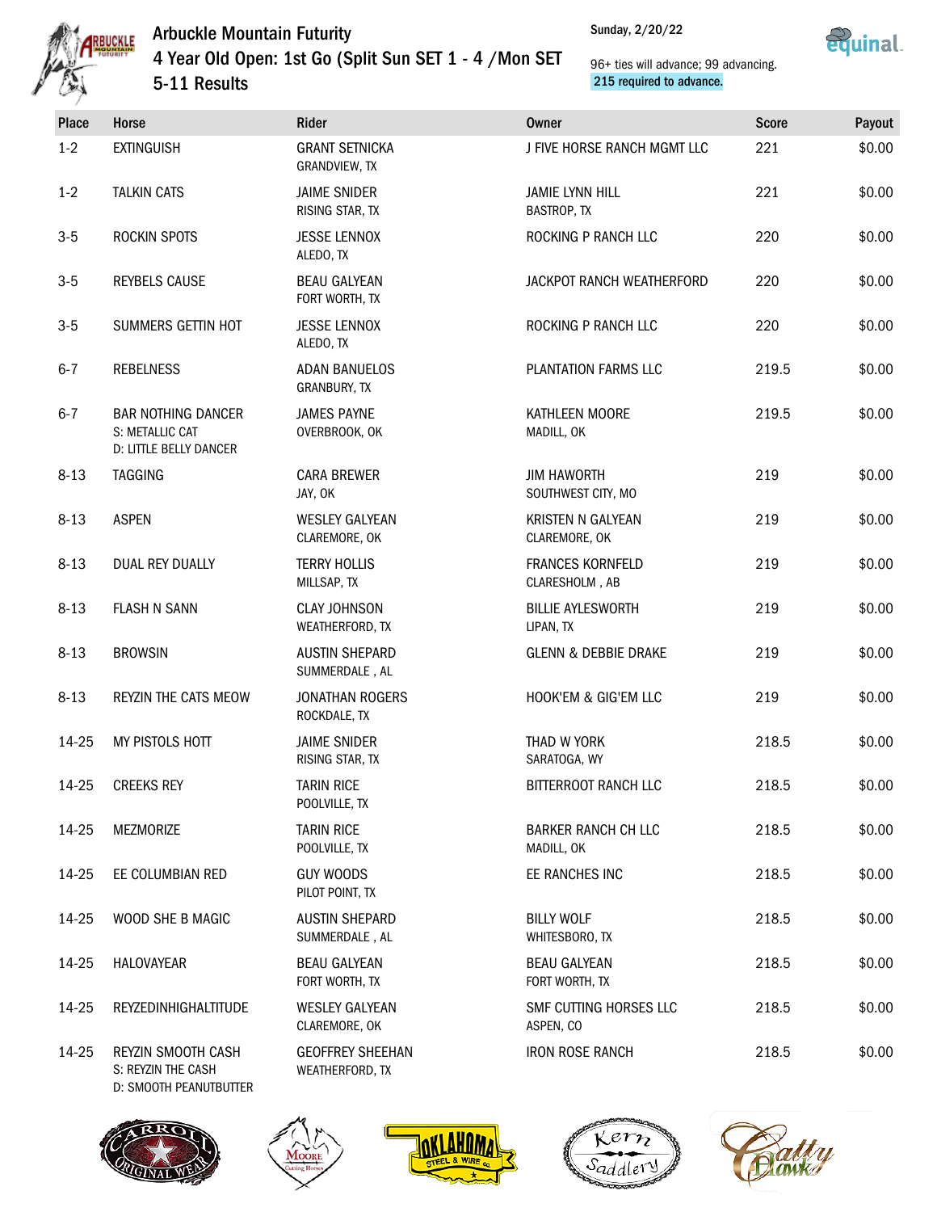# Arbuckle Mountain Futurity

## 4 Year Old Open: 1st Go (Split Sun SET 1 - 4 /Mon SET 5-11 Results

Sunday, 2/20/22

96+ ties will advance; 99 advancing.
**215 required to advance.**

| Place | Horse | Rider | Owner | Score | Payout |
|---|---|---|---|---|---|
| 1-2 | EXTINGUISH | GRANT SETNICKA<br>GRANDVIEW, TX | J FIVE HORSE RANCH MGMT LLC | 221 | $0.00 |
| 1-2 | TALKIN CATS | JAIME SNIDER<br>RISING STAR, TX | JAMIE LYNN HILL<br>BASTROP, TX | 221 | $0.00 |
| 3-5 | ROCKIN SPOTS | JESSE LENNOX<br>ALEDO, TX | ROCKING P RANCH LLC | 220 | $0.00 |
| 3-5 | REYBELS CAUSE | BEAU GALYEAN<br>FORT WORTH, TX | JACKPOT RANCH WEATHERFORD | 220 | $0.00 |
| 3-5 | SUMMERS GETTIN HOT | JESSE LENNOX<br>ALEDO, TX | ROCKING P RANCH LLC | 220 | $0.00 |
| 6-7 | REBELNESS | ADAN BANUELOS<br>GRANBURY, TX | PLANTATION FARMS LLC | 219.5 | $0.00 |
| 6-7 | BAR NOTHING DANCER<br>S: METALLIC CAT<br>D: LITTLE BELLY DANCER | JAMES PAYNE<br>OVERBROOK, OK | KATHLEEN MOORE<br>MADILL, OK | 219.5 | $0.00 |
| 8-13 | TAGGING | CARA BREWER<br>JAY, OK | JIM HAWORTH<br>SOUTHWEST CITY, MO | 219 | $0.00 |
| 8-13 | ASPEN | WESLEY GALYEAN<br>CLAREMORE, OK | KRISTEN N GALYEAN<br>CLAREMORE, OK | 219 | $0.00 |
| 8-13 | DUAL REY DUALLY | TERRY HOLLIS<br>MILLSAP, TX | FRANCES KORNFELD<br>CLARESHOLM , AB | 219 | $0.00 |
| 8-13 | FLASH N SANN | CLAY JOHNSON<br>WEATHERFORD, TX | BILLIE AYLESWORTH<br>LIPAN, TX | 219 | $0.00 |
| 8-13 | BROWSIN | AUSTIN SHEPARD<br>SUMMERDALE , AL | GLENN & DEBBIE DRAKE | 219 | $0.00 |
| 8-13 | REYZIN THE CATS MEOW | JONATHAN ROGERS<br>ROCKDALE, TX | HOOK'EM & GIG'EM LLC | 219 | $0.00 |
| 14-25 | MY PISTOLS HOTT | JAIME SNIDER<br>RISING STAR, TX | THAD W YORK<br>SARATOGA, WY | 218.5 | $0.00 |
| 14-25 | CREEKS REY | TARIN RICE<br>POOLVILLE, TX | BITTERROOT RANCH LLC | 218.5 | $0.00 |
| 14-25 | MEZMORIZE | TARIN RICE<br>POOLVILLE, TX | BARKER RANCH CH LLC<br>MADILL, OK | 218.5 | $0.00 |
| 14-25 | EE COLUMBIAN RED | GUY WOODS<br>PILOT POINT, TX | EE RANCHES INC | 218.5 | $0.00 |
| 14-25 | WOOD SHE B MAGIC | AUSTIN SHEPARD<br>SUMMERDALE , AL | BILLY WOLF<br>WHITESBORO, TX | 218.5 | $0.00 |
| 14-25 | HALOVAYEAR | BEAU GALYEAN<br>FORT WORTH, TX | BEAU GALYEAN<br>FORT WORTH, TX | 218.5 | $0.00 |
| 14-25 | REYZEDINHIGHALTITUDE | WESLEY GALYEAN<br>CLAREMORE, OK | SMF CUTTING HORSES LLC<br>ASPEN, CO | 218.5 | $0.00 |
| 14-25 | REYZIN SMOOTH CASH<br>S: REYZIN THE CASH<br>D: SMOOTH PEANUTBUTTER | GEOFFREY SHEEHAN<br>WEATHERFORD, TX | IRON ROSE RANCH | 218.5 | $0.00 |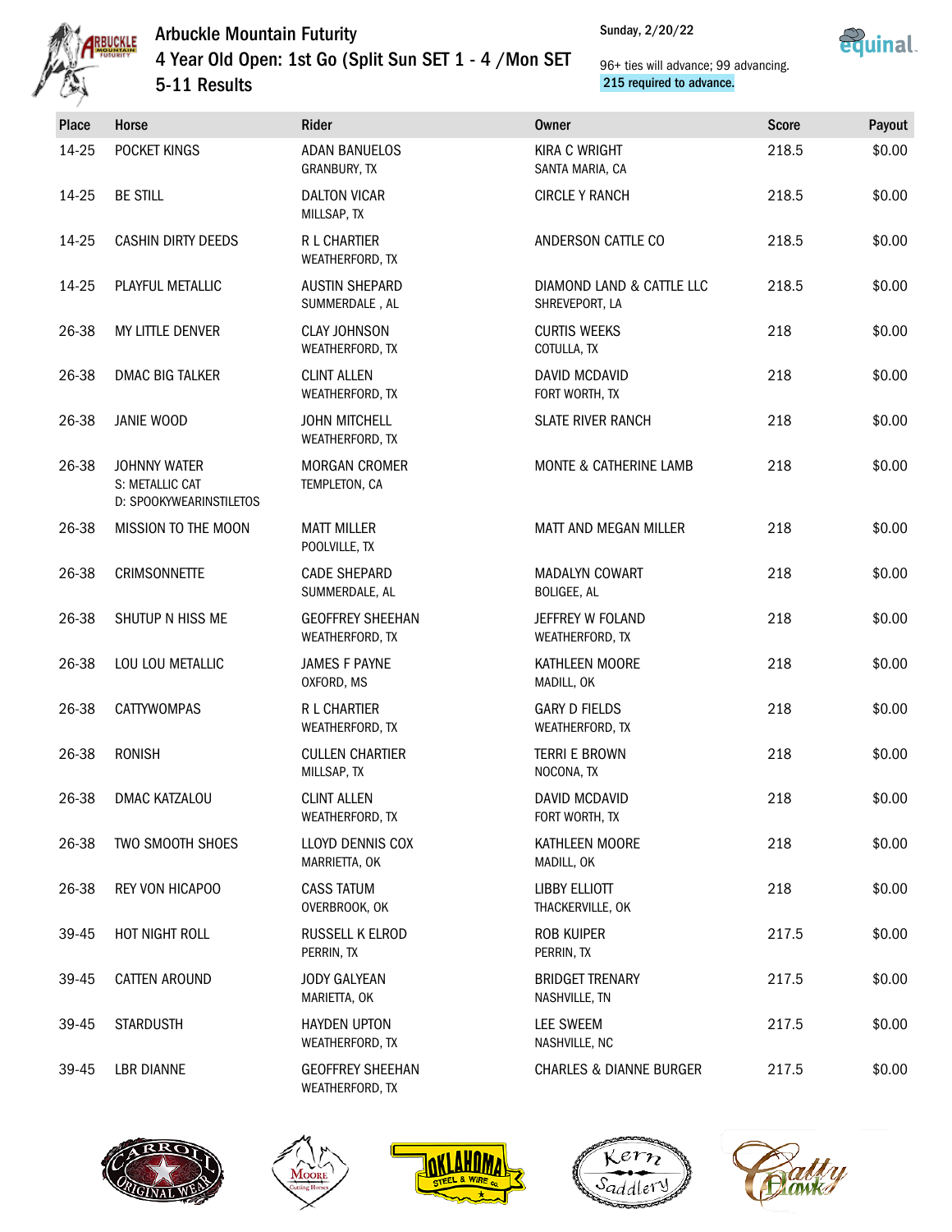# Arbuckle Mountain Futurity

## 4 Year Old Open: 1st Go (Split Sun SET 1 - 4 /Mon SET 5-11 Results

Sunday, 2/20/22

96+ ties will advance; 99 advancing.
215 required to advance.

| Place | Horse | Rider | Owner | Score | Payout |
|---|---|---|---|---|---|
| 14-25 | POCKET KINGS | ADAN BANUELOS<br>GRANBURY, TX | KIRA C WRIGHT<br>SANTA MARIA, CA | 218.5 | $0.00 |
| 14-25 | BE STILL | DALTON VICAR<br>MILLSAP, TX | CIRCLE Y RANCH | 218.5 | $0.00 |
| 14-25 | CASHIN DIRTY DEEDS | R L CHARTIER<br>WEATHERFORD, TX | ANDERSON CATTLE CO | 218.5 | $0.00 |
| 14-25 | PLAYFUL METALLIC | AUSTIN SHEPARD<br>SUMMERDALE , AL | DIAMOND LAND & CATTLE LLC<br>SHREVEPORT, LA | 218.5 | $0.00 |
| 26-38 | MY LITTLE DENVER | CLAY JOHNSON<br>WEATHERFORD, TX | CURTIS WEEKS<br>COTULLA, TX | 218 | $0.00 |
| 26-38 | DMAC BIG TALKER | CLINT ALLEN<br>WEATHERFORD, TX | DAVID MCDAVID<br>FORT WORTH, TX | 218 | $0.00 |
| 26-38 | JANIE WOOD | JOHN MITCHELL<br>WEATHERFORD, TX | SLATE RIVER RANCH | 218 | $0.00 |
| 26-38 | JOHNNY WATER<br>S: METALLIC CAT<br>D: SPOOKYWEARINSTILETOS | MORGAN CROMER<br>TEMPLETON, CA | MONTE & CATHERINE LAMB | 218 | $0.00 |
| 26-38 | MISSION TO THE MOON | MATT MILLER<br>POOLVILLE, TX | MATT AND MEGAN MILLER | 218 | $0.00 |
| 26-38 | CRIMSONNETTE | CADE SHEPARD<br>SUMMERDALE, AL | MADALYN COWART<br>BOLIGEE, AL | 218 | $0.00 |
| 26-38 | SHUTUP N HISS ME | GEOFFREY SHEEHAN<br>WEATHERFORD, TX | JEFFREY W FOLAND<br>WEATHERFORD, TX | 218 | $0.00 |
| 26-38 | LOU LOU METALLIC | JAMES F PAYNE<br>OXFORD, MS | KATHLEEN MOORE<br>MADILL, OK | 218 | $0.00 |
| 26-38 | CATTYWOMPAS | R L CHARTIER<br>WEATHERFORD, TX | GARY D FIELDS<br>WEATHERFORD, TX | 218 | $0.00 |
| 26-38 | RONISH | CULLEN CHARTIER<br>MILLSAP, TX | TERRI E BROWN<br>NOCONA, TX | 218 | $0.00 |
| 26-38 | DMAC KATZALOU | CLINT ALLEN<br>WEATHERFORD, TX | DAVID MCDAVID<br>FORT WORTH, TX | 218 | $0.00 |
| 26-38 | TWO SMOOTH SHOES | LLOYD DENNIS COX<br>MARRIETTA, OK | KATHLEEN MOORE<br>MADILL, OK | 218 | $0.00 |
| 26-38 | REY VON HICAPOO | CASS TATUM<br>OVERBROOK, OK | LIBBY ELLIOTT<br>THACKERVILLE, OK | 218 | $0.00 |
| 39-45 | HOT NIGHT ROLL | RUSSELL K ELROD<br>PERRIN, TX | ROB KUIPER<br>PERRIN, TX | 217.5 | $0.00 |
| 39-45 | CATTEN AROUND | JODY GALYEAN<br>MARIETTA, OK | BRIDGET TRENARY<br>NASHVILLE, TN | 217.5 | $0.00 |
| 39-45 | STARDUSTH | HAYDEN UPTON<br>WEATHERFORD, TX | LEE SWEEM<br>NASHVILLE, NC | 217.5 | $0.00 |
| 39-45 | LBR DIANNE | GEOFFREY SHEEHAN<br>WEATHERFORD, TX | CHARLES & DIANNE BURGER | 217.5 | $0.00 |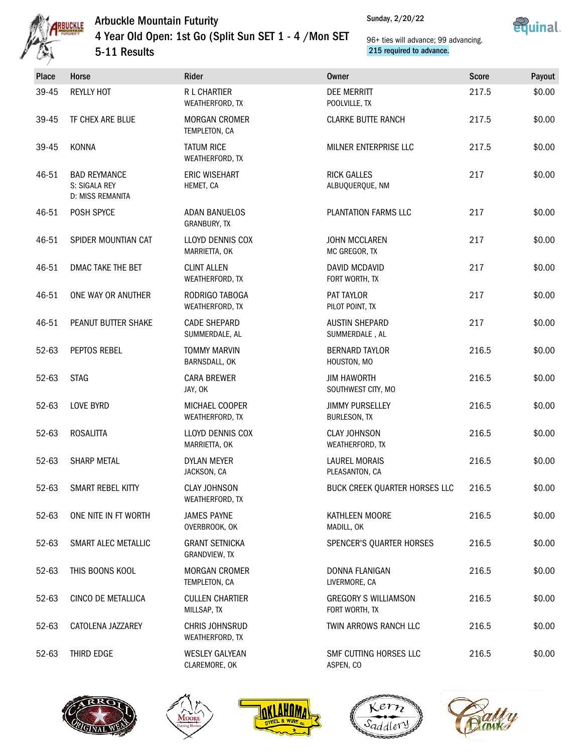# Arbuckle Mountain Futurity

## 4 Year Old Open: 1st Go (Split Sun SET 1 - 4 /Mon SET 5-11 Results

Sunday, 2/20/22

96+ ties will advance; 99 advancing.
215 required to advance.

| Place | Horse | Rider | Owner | Score | Payout |
|---|---|---|---|---|---|
| 39-45 | REYLLY HOT | R L CHARTIER<br>WEATHERFORD, TX | DEE MERRITT<br>POOLVILLE, TX | 217.5 | $0.00 |
| 39-45 | TF CHEX ARE BLUE | MORGAN CROMER<br>TEMPLETON, CA | CLARKE BUTTE RANCH | 217.5 | $0.00 |
| 39-45 | KONNA | TATUM RICE<br>WEATHERFORD, TX | MILNER ENTERPRISE LLC | 217.5 | $0.00 |
| 46-51 | BAD REYMANCE<br>S: SIGALA REY<br>D: MISS REMANITA | ERIC WISEHART<br>HEMET, CA | RICK GALLES<br>ALBUQUERQUE, NM | 217 | $0.00 |
| 46-51 | POSH SPYCE | ADAN BANUELOS<br>GRANBURY, TX | PLANTATION FARMS LLC | 217 | $0.00 |
| 46-51 | SPIDER MOUNTIAN CAT | LLOYD DENNIS COX<br>MARRIETTA, OK | JOHN MCCLAREN<br>MC GREGOR, TX | 217 | $0.00 |
| 46-51 | DMAC TAKE THE BET | CLINT ALLEN<br>WEATHERFORD, TX | DAVID MCDAVID<br>FORT WORTH, TX | 217 | $0.00 |
| 46-51 | ONE WAY OR ANUTHER | RODRIGO TABOGA<br>WEATHERFORD, TX | PAT TAYLOR<br>PILOT POINT, TX | 217 | $0.00 |
| 46-51 | PEANUT BUTTER SHAKE | CADE SHEPARD<br>SUMMERDALE, AL | AUSTIN SHEPARD<br>SUMMERDALE , AL | 217 | $0.00 |
| 52-63 | PEPTOS REBEL | TOMMY MARVIN<br>BARNSDALL, OK | BERNARD TAYLOR<br>HOUSTON, MO | 216.5 | $0.00 |
| 52-63 | STAG | CARA BREWER<br>JAY, OK | JIM HAWORTH<br>SOUTHWEST CITY, MO | 216.5 | $0.00 |
| 52-63 | LOVE BYRD | MICHAEL COOPER<br>WEATHERFORD, TX | JIMMY PURSELLEY<br>BURLESON, TX | 216.5 | $0.00 |
| 52-63 | ROSALITTA | LLOYD DENNIS COX<br>MARRIETTA, OK | CLAY JOHNSON<br>WEATHERFORD, TX | 216.5 | $0.00 |
| 52-63 | SHARP METAL | DYLAN MEYER<br>JACKSON, CA | LAUREL MORAIS<br>PLEASANTON, CA | 216.5 | $0.00 |
| 52-63 | SMART REBEL KITTY | CLAY JOHNSON<br>WEATHERFORD, TX | BUCK CREEK QUARTER HORSES LLC | 216.5 | $0.00 |
| 52-63 | ONE NITE IN FT WORTH | JAMES PAYNE<br>OVERBROOK, OK | KATHLEEN MOORE<br>MADILL, OK | 216.5 | $0.00 |
| 52-63 | SMART ALEC METALLIC | GRANT SETNICKA<br>GRANDVIEW, TX | SPENCER'S QUARTER HORSES | 216.5 | $0.00 |
| 52-63 | THIS BOONS KOOL | MORGAN CROMER<br>TEMPLETON, CA | DONNA FLANIGAN<br>LIVERMORE, CA | 216.5 | $0.00 |
| 52-63 | CINCO DE METALLICA | CULLEN CHARTIER<br>MILLSAP, TX | GREGORY S WILLIAMSON<br>FORT WORTH, TX | 216.5 | $0.00 |
| 52-63 | CATOLENA JAZZAREY | CHRIS JOHNSRUD<br>WEATHERFORD, TX | TWIN ARROWS RANCH LLC | 216.5 | $0.00 |
| 52-63 | THIRD EDGE | WESLEY GALYEAN<br>CLAREMORE, OK | SMF CUTTING HORSES LLC<br>ASPEN, CO | 216.5 | $0.00 |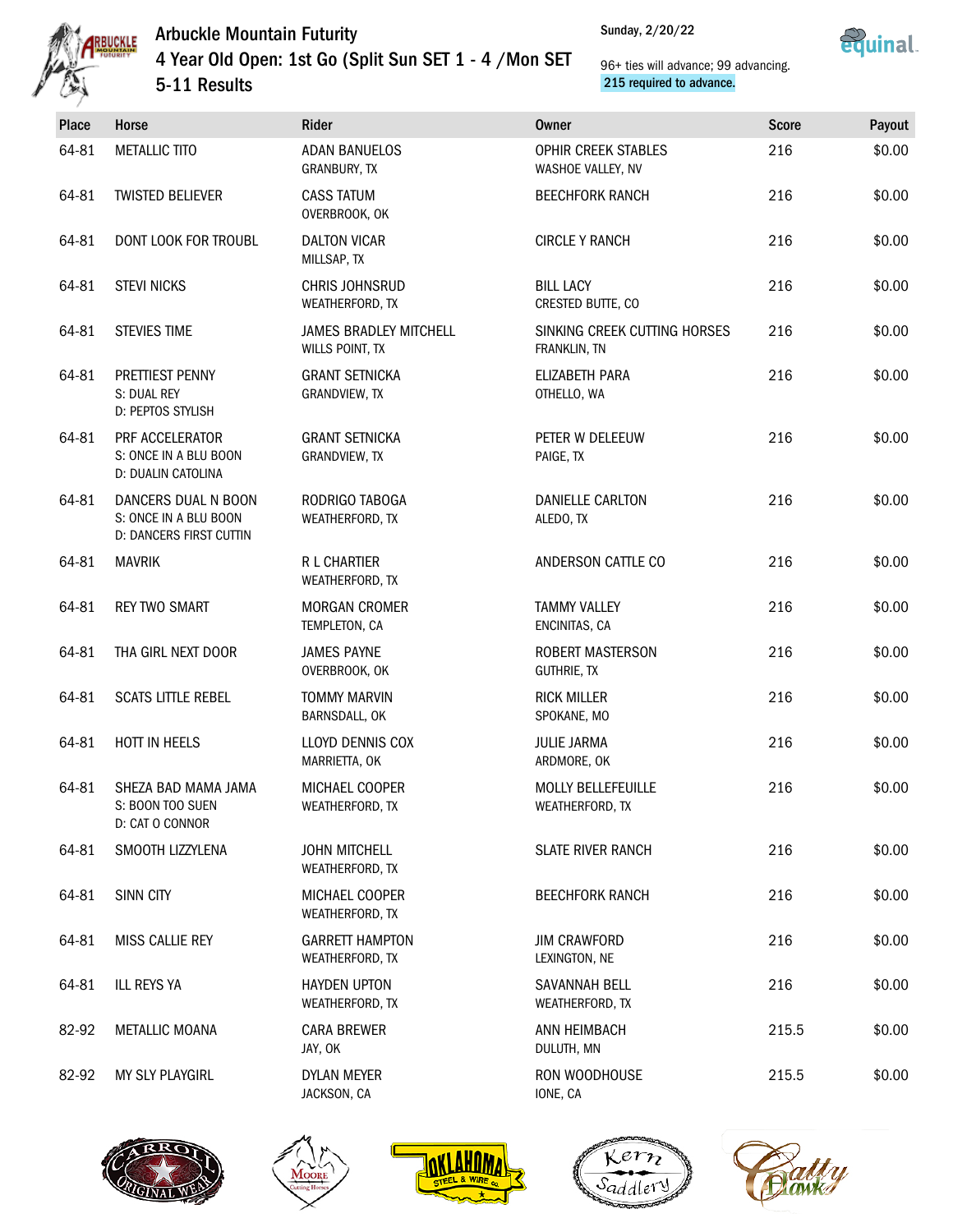# Arbuckle Mountain Futurity

## 4 Year Old Open: 1st Go (Split Sun SET 1 - 4 /Mon SET 5-11 Results

Sunday, 2/20/22

96+ ties will advance; 99 advancing.
215 required to advance.

| Place | Horse | Rider | Owner | Score | Payout |
|---|---|---|---|---|---|
| 64-81 | METALLIC TITO | ADAN BANUELOS<br>GRANBURY, TX | OPHIR CREEK STABLES<br>WASHOE VALLEY, NV | 216 | $0.00 |
| 64-81 | TWISTED BELIEVER | CASS TATUM<br>OVERBROOK, OK | BEECHFORK RANCH | 216 | $0.00 |
| 64-81 | DONT LOOK FOR TROUBL | DALTON VICAR<br>MILLSAP, TX | CIRCLE Y RANCH | 216 | $0.00 |
| 64-81 | STEVI NICKS | CHRIS JOHNSRUD<br>WEATHERFORD, TX | BILL LACY<br>CRESTED BUTTE, CO | 216 | $0.00 |
| 64-81 | STEVIES TIME | JAMES BRADLEY MITCHELL<br>WILLS POINT, TX | SINKING CREEK CUTTING HORSES<br>FRANKLIN, TN | 216 | $0.00 |
| 64-81 | PRETTIEST PENNY<br>S: DUAL REY<br>D: PEPTOS STYLISH | GRANT SETNICKA<br>GRANDVIEW, TX | ELIZABETH PARA<br>OTHELLO, WA | 216 | $0.00 |
| 64-81 | PRF ACCELERATOR<br>S: ONCE IN A BLU BOON<br>D: DUALIN CATOLINA | GRANT SETNICKA<br>GRANDVIEW, TX | PETER W DELEEUW<br>PAIGE, TX | 216 | $0.00 |
| 64-81 | DANCERS DUAL N BOON<br>S: ONCE IN A BLU BOON<br>D: DANCERS FIRST CUTTIN | RODRIGO TABOGA<br>WEATHERFORD, TX | DANIELLE CARLTON<br>ALEDO, TX | 216 | $0.00 |
| 64-81 | MAVRIK | R L CHARTIER<br>WEATHERFORD, TX | ANDERSON CATTLE CO | 216 | $0.00 |
| 64-81 | REY TWO SMART | MORGAN CROMER<br>TEMPLETON, CA | TAMMY VALLEY<br>ENCINITAS, CA | 216 | $0.00 |
| 64-81 | THA GIRL NEXT DOOR | JAMES PAYNE<br>OVERBROOK, OK | ROBERT MASTERSON<br>GUTHRIE, TX | 216 | $0.00 |
| 64-81 | SCATS LITTLE REBEL | TOMMY MARVIN<br>BARNSDALL, OK | RICK MILLER<br>SPOKANE, MO | 216 | $0.00 |
| 64-81 | HOTT IN HEELS | LLOYD DENNIS COX<br>MARRIETTA, OK | JULIE JARMA<br>ARDMORE, OK | 216 | $0.00 |
| 64-81 | SHEZA BAD MAMA JAMA<br>S: BOON TOO SUEN<br>D: CAT O CONNOR | MICHAEL COOPER<br>WEATHERFORD, TX | MOLLY BELLEFEUILLE<br>WEATHERFORD, TX | 216 | $0.00 |
| 64-81 | SMOOTH LIZZYLENA | JOHN MITCHELL<br>WEATHERFORD, TX | SLATE RIVER RANCH | 216 | $0.00 |
| 64-81 | SINN CITY | MICHAEL COOPER<br>WEATHERFORD, TX | BEECHFORK RANCH | 216 | $0.00 |
| 64-81 | MISS CALLIE REY | GARRETT HAMPTON<br>WEATHERFORD, TX | JIM CRAWFORD<br>LEXINGTON, NE | 216 | $0.00 |
| 64-81 | ILL REYS YA | HAYDEN UPTON<br>WEATHERFORD, TX | SAVANNAH BELL<br>WEATHERFORD, TX | 216 | $0.00 |
| 82-92 | METALLIC MOANA | CARA BREWER<br>JAY, OK | ANN HEIMBACH<br>DULUTH, MN | 215.5 | $0.00 |
| 82-92 | MY SLY PLAYGIRL | DYLAN MEYER<br>JACKSON, CA | RON WOODHOUSE<br>IONE, CA | 215.5 | $0.00 |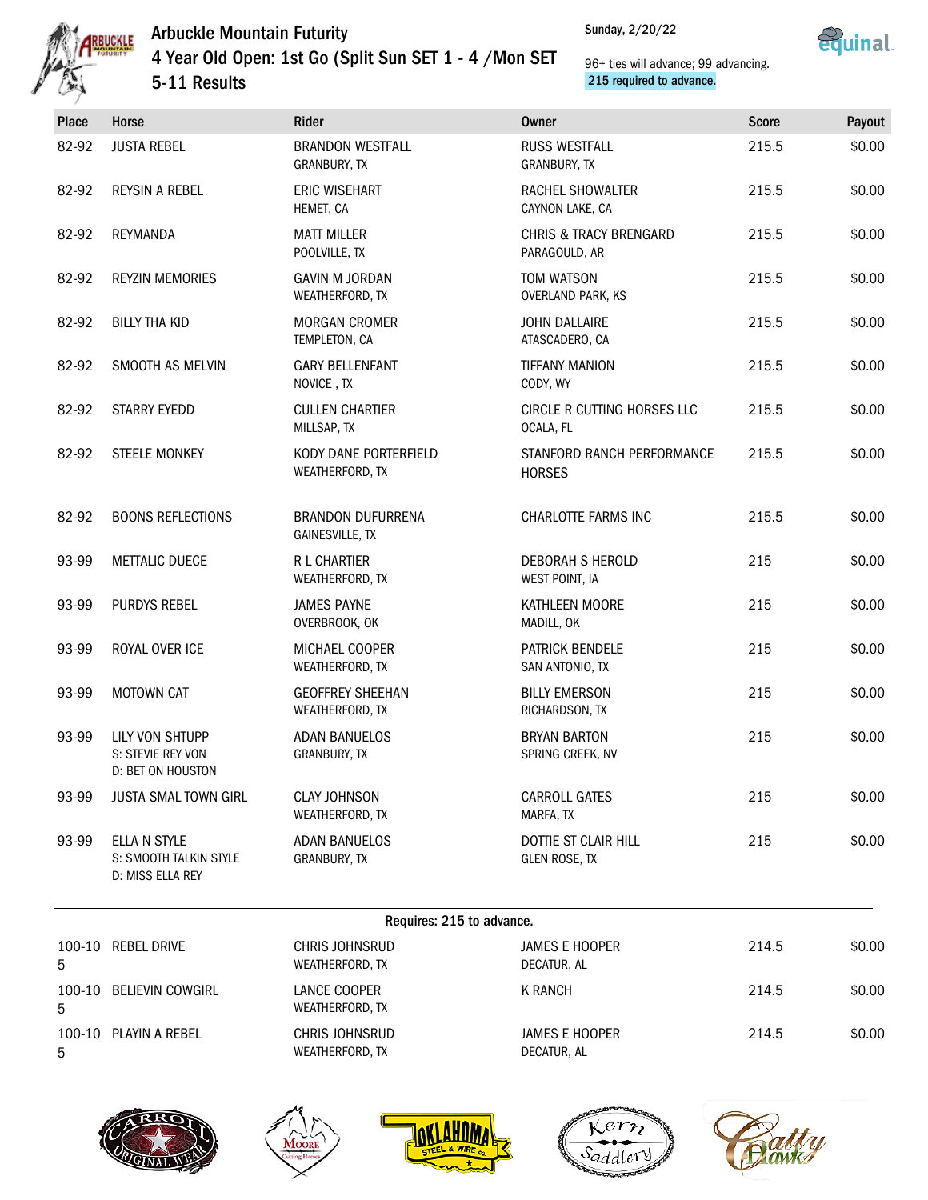# Arbuckle Mountain Futurity

## 4 Year Old Open: 1st Go (Split Sun SET 1 - 4 /Mon SET 5-11 Results

Sunday, 2/20/22

96+ ties will advance; 99 advancing.
215 required to advance.

| Place | Horse | Rider | Owner | Score | Payout |
|---|---|---|---|---|---|
| 82-92 | JUSTA REBEL | BRANDON WESTFALL<br>GRANBURY, TX | RUSS WESTFALL<br>GRANBURY, TX | 215.5 | $0.00 |
| 82-92 | REYSIN A REBEL | ERIC WISEHART<br>HEMET, CA | RACHEL SHOWALTER<br>CAYNON LAKE, CA | 215.5 | $0.00 |
| 82-92 | REYMANDA | MATT MILLER<br>POOLVILLE, TX | CHRIS & TRACY BRENGARD<br>PARAGOULD, AR | 215.5 | $0.00 |
| 82-92 | REYZIN MEMORIES | GAVIN M JORDAN<br>WEATHERFORD, TX | TOM WATSON<br>OVERLAND PARK, KS | 215.5 | $0.00 |
| 82-92 | BILLY THA KID | MORGAN CROMER<br>TEMPLETON, CA | JOHN DALLAIRE<br>ATASCADERO, CA | 215.5 | $0.00 |
| 82-92 | SMOOTH AS MELVIN | GARY BELLENFANT<br>NOVICE , TX | TIFFANY MANION<br>CODY, WY | 215.5 | $0.00 |
| 82-92 | STARRY EYEDD | CULLEN CHARTIER<br>MILLSAP, TX | CIRCLE R CUTTING HORSES LLC<br>OCALA, FL | 215.5 | $0.00 |
| 82-92 | STEELE MONKEY | KODY DANE PORTERFIELD<br>WEATHERFORD, TX | STANFORD RANCH PERFORMANCE HORSES | 215.5 | $0.00 |
| 82-92 | BOONS REFLECTIONS | BRANDON DUFURRENA<br>GAINESVILLE, TX | CHARLOTTE FARMS INC | 215.5 | $0.00 |
| 93-99 | METTALIC DUECE | R L CHARTIER<br>WEATHERFORD, TX | DEBORAH S HEROLD<br>WEST POINT, IA | 215 | $0.00 |
| 93-99 | PURDYS REBEL | JAMES PAYNE<br>OVERBROOK, OK | KATHLEEN MOORE<br>MADILL, OK | 215 | $0.00 |
| 93-99 | ROYAL OVER ICE | MICHAEL COOPER<br>WEATHERFORD, TX | PATRICK BENDELE<br>SAN ANTONIO, TX | 215 | $0.00 |
| 93-99 | MOTOWN CAT | GEOFFREY SHEEHAN<br>WEATHERFORD, TX | BILLY EMERSON<br>RICHARDSON, TX | 215 | $0.00 |
| 93-99 | LILY VON SHTUPP<br>S: STEVIE REY VON<br>D: BET ON HOUSTON | ADAN BANUELOS<br>GRANBURY, TX | BRYAN BARTON<br>SPRING CREEK, NV | 215 | $0.00 |
| 93-99 | JUSTA SMAL TOWN GIRL | CLAY JOHNSON<br>WEATHERFORD, TX | CARROLL GATES<br>MARFA, TX | 215 | $0.00 |
| 93-99 | ELLA N STYLE<br>S: SMOOTH TALKIN STYLE<br>D: MISS ELLA REY | ADAN BANUELOS<br>GRANBURY, TX | DOTTIE ST CLAIR HILL<br>GLEN ROSE, TX | 215 | $0.00 |

Requires: 215 to advance.

| Place | Horse | Rider | Owner | Score | Payout |
|---|---|---|---|---|---|
| 100-105 | REBEL DRIVE | CHRIS JOHNSRUD<br>WEATHERFORD, TX | JAMES E HOOPER<br>DECATUR, AL | 214.5 | $0.00 |
| 100-105 | BELIEVIN COWGIRL | LANCE COOPER<br>WEATHERFORD, TX | K RANCH | 214.5 | $0.00 |
| 100-105 | PLAYIN A REBEL | CHRIS JOHNSRUD<br>WEATHERFORD, TX | JAMES E HOOPER<br>DECATUR, AL | 214.5 | $0.00 |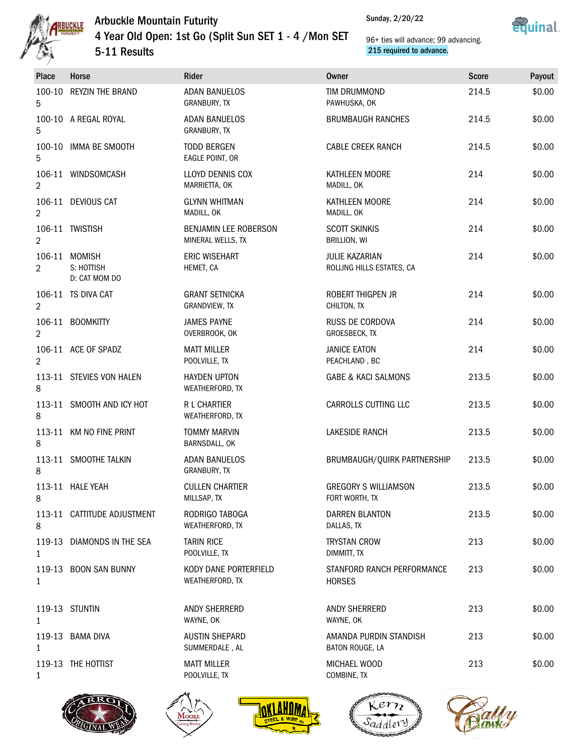# Arbuckle Mountain Futurity

## 4 Year Old Open: 1st Go (Split Sun SET 1 - 4 /Mon SET 5-11 Results

Sunday, 2/20/22

96+ ties will advance; 99 advancing.
**215 required to advance.**

| Place | Horse | Rider | Owner | Score | Payout |
|---|---|---|---|---|---|
| 100-105 | REYZIN THE BRAND | ADAN BANUELOS<br>GRANBURY, TX | TIM DRUMMOND<br>PAWHUSKA, OK | 214.5 | $0.00 |
| 100-105 | A REGAL ROYAL | ADAN BANUELOS<br>GRANBURY, TX | BRUMBAUGH RANCHES | 214.5 | $0.00 |
| 100-105 | IMMA BE SMOOTH | TODD BERGEN<br>EAGLE POINT, OR | CABLE CREEK RANCH | 214.5 | $0.00 |
| 106-112 | WINDSOMCASH | LLOYD DENNIS COX<br>MARRIETTA, OK | KATHLEEN MOORE<br>MADILL, OK | 214 | $0.00 |
| 106-112 | DEVIOUS CAT | GLYNN WHITMAN<br>MADILL, OK | KATHLEEN MOORE<br>MADILL, OK | 214 | $0.00 |
| 106-112 | TWISTISH | BENJAMIN LEE ROBERSON<br>MINERAL WELLS, TX | SCOTT SKINKIS<br>BRILLION, WI | 214 | $0.00 |
| 106-112 | MOMISH<br>S: HOTTISH<br>D: CAT MOM DO | ERIC WISEHART<br>HEMET, CA | JULIE KAZARIAN<br>ROLLING HILLS ESTATES, CA | 214 | $0.00 |
| 106-112 | TS DIVA CAT | GRANT SETNICKA<br>GRANDVIEW, TX | ROBERT THIGPEN JR<br>CHILTON, TX | 214 | $0.00 |
| 106-112 | BOOMKITTY | JAMES PAYNE<br>OVERBROOK, OK | RUSS DE CORDOVA<br>GROESBECK, TX | 214 | $0.00 |
| 106-112 | ACE OF SPADZ | MATT MILLER<br>POOLVILLE, TX | JANICE EATON<br>PEACHLAND , BC | 214 | $0.00 |
| 113-118 | STEVIES VON HALEN | HAYDEN UPTON<br>WEATHERFORD, TX | GABE & KACI SALMONS | 213.5 | $0.00 |
| 113-118 | SMOOTH AND ICY HOT | R L CHARTIER<br>WEATHERFORD, TX | CARROLLS CUTTING LLC | 213.5 | $0.00 |
| 113-118 | KM NO FINE PRINT | TOMMY MARVIN<br>BARNSDALL, OK | LAKESIDE RANCH | 213.5 | $0.00 |
| 113-118 | SMOOTHE TALKIN | ADAN BANUELOS<br>GRANBURY, TX | BRUMBAUGH/QUIRK PARTNERSHIP | 213.5 | $0.00 |
| 113-118 | HALE YEAH | CULLEN CHARTIER<br>MILLSAP, TX | GREGORY S WILLIAMSON<br>FORT WORTH, TX | 213.5 | $0.00 |
| 113-118 | CATTITUDE ADJUSTMENT | RODRIGO TABOGA<br>WEATHERFORD, TX | DARREN BLANTON<br>DALLAS, TX | 213.5 | $0.00 |
| 119-131 | DIAMONDS IN THE SEA | TARIN RICE<br>POOLVILLE, TX | TRYSTAN CROW<br>DIMMITT, TX | 213 | $0.00 |
| 119-131 | BOON SAN BUNNY | KODY DANE PORTERFIELD<br>WEATHERFORD, TX | STANFORD RANCH PERFORMANCE HORSES | 213 | $0.00 |
| 119-131 | STUNTIN | ANDY SHERRERD<br>WAYNE, OK | ANDY SHERRERD<br>WAYNE, OK | 213 | $0.00 |
| 119-131 | BAMA DIVA | AUSTIN SHEPARD<br>SUMMERDALE , AL | AMANDA PURDIN STANDISH<br>BATON ROUGE, LA | 213 | $0.00 |
| 119-131 | THE HOTTIST | MATT MILLER<br>POOLVILLE, TX | MICHAEL WOOD<br>COMBINE, TX | 213 | $0.00 |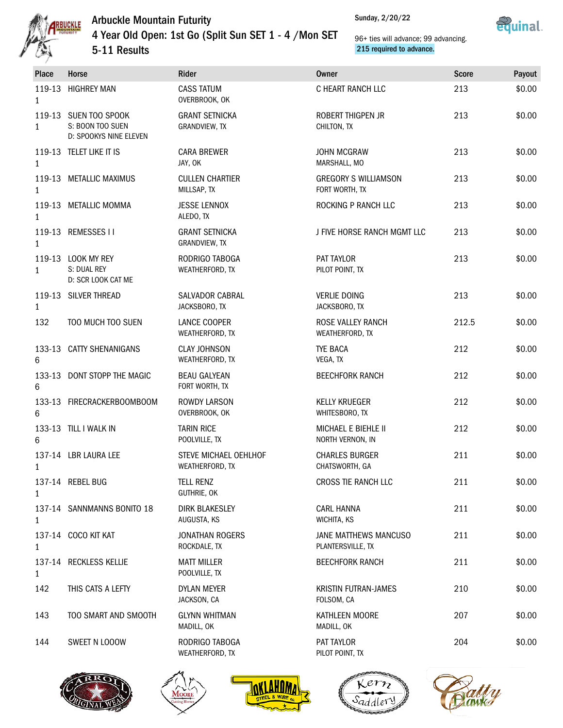# Arbuckle Mountain Futurity

## 4 Year Old Open: 1st Go (Split Sun SET 1 - 4 /Mon SET 5-11 Results

Sunday, 2/20/22

96+ ties will advance; 99 advancing.
215 required to advance.

| Place | Horse | Rider | Owner | Score | Payout |
|---|---|---|---|---|---|
| 119-131 | HIGHREY MAN | CASS TATUM<br>OVERBROOK, OK | C HEART RANCH LLC | 213 | $0.00 |
| 119-131 | SUEN TOO SPOOK<br>S: BOON TOO SUEN<br>D: SPOOKYS NINE ELEVEN | GRANT SETNICKA<br>GRANDVIEW, TX | ROBERT THIGPEN JR<br>CHILTON, TX | 213 | $0.00 |
| 119-131 | TELET LIKE IT IS | CARA BREWER<br>JAY, OK | JOHN MCGRAW<br>MARSHALL, MO | 213 | $0.00 |
| 119-131 | METALLIC MAXIMUS | CULLEN CHARTIER<br>MILLSAP, TX | GREGORY S WILLIAMSON<br>FORT WORTH, TX | 213 | $0.00 |
| 119-131 | METALLIC MOMMA | JESSE LENNOX<br>ALEDO, TX | ROCKING P RANCH LLC | 213 | $0.00 |
| 119-131 | REMESSES I I | GRANT SETNICKA<br>GRANDVIEW, TX | J FIVE HORSE RANCH MGMT LLC | 213 | $0.00 |
| 119-131 | LOOK MY REY<br>S: DUAL REY<br>D: SCR LOOK CAT ME | RODRIGO TABOGA<br>WEATHERFORD, TX | PAT TAYLOR<br>PILOT POINT, TX | 213 | $0.00 |
| 119-131 | SILVER THREAD | SALVADOR CABRAL<br>JACKSBORO, TX | VERLIE DOING<br>JACKSBORO, TX | 213 | $0.00 |
| 132 | TOO MUCH TOO SUEN | LANCE COOPER<br>WEATHERFORD, TX | ROSE VALLEY RANCH<br>WEATHERFORD, TX | 212.5 | $0.00 |
| 133-136 | CATTY SHENANIGANS | CLAY JOHNSON<br>WEATHERFORD, TX | TYE BACA<br>VEGA, TX | 212 | $0.00 |
| 133-136 | DONT STOPP THE MAGIC | BEAU GALYEAN<br>FORT WORTH, TX | BEECHFORK RANCH | 212 | $0.00 |
| 133-136 | FIRECRACKERBOOMBOOM | ROWDY LARSON<br>OVERBROOK, OK | KELLY KRUEGER<br>WHITESBORO, TX | 212 | $0.00 |
| 133-136 | TILL I WALK IN | TARIN RICE<br>POOLVILLE, TX | MICHAEL E BIEHLE II<br>NORTH VERNON, IN | 212 | $0.00 |
| 137-141 | LBR LAURA LEE | STEVE MICHAEL OEHLHOF<br>WEATHERFORD, TX | CHARLES BURGER<br>CHATSWORTH, GA | 211 | $0.00 |
| 137-141 | REBEL BUG | TELL RENZ<br>GUTHRIE, OK | CROSS TIE RANCH LLC | 211 | $0.00 |
| 137-141 | SANNMANNS BONITO 18 | DIRK BLAKESLEY<br>AUGUSTA, KS | CARL HANNA<br>WICHITA, KS | 211 | $0.00 |
| 137-141 | COCO KIT KAT | JONATHAN ROGERS<br>ROCKDALE, TX | JANE MATTHEWS MANCUSO<br>PLANTERSVILLE, TX | 211 | $0.00 |
| 137-141 | RECKLESS KELLIE | MATT MILLER<br>POOLVILLE, TX | BEECHFORK RANCH | 211 | $0.00 |
| 142 | THIS CATS A LEFTY | DYLAN MEYER<br>JACKSON, CA | KRISTIN FUTRAN-JAMES<br>FOLSOM, CA | 210 | $0.00 |
| 143 | TOO SMART AND SMOOTH | GLYNN WHITMAN<br>MADILL, OK | KATHLEEN MOORE<br>MADILL, OK | 207 | $0.00 |
| 144 | SWEET N LOOOW | RODRIGO TABOGA<br>WEATHERFORD, TX | PAT TAYLOR<br>PILOT POINT, TX | 204 | $0.00 |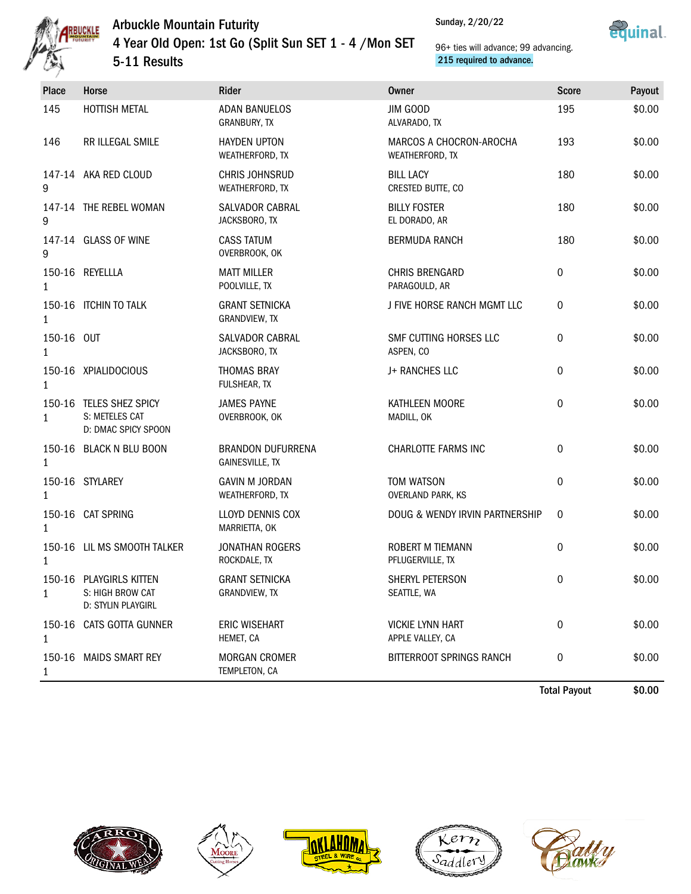# Arbuckle Mountain Futurity

## 4 Year Old Open: 1st Go (Split Sun SET 1 - 4 /Mon SET 5-11 Results

Sunday, 2/20/22

96+ ties will advance; 99 advancing.
215 required to advance.

| Place | Horse | Rider | Owner | Score | Payout |
|---|---|---|---|---|---|
| 145 | HOTTISH METAL | ADAN BANUELOS<br>GRANBURY, TX | JIM GOOD<br>ALVARADO, TX | 195 | $0.00 |
| 146 | RR ILLEGAL SMILE | HAYDEN UPTON<br>WEATHERFORD, TX | MARCOS A CHOCRON-AROCHA<br>WEATHERFORD, TX | 193 | $0.00 |
| 147-149 | AKA RED CLOUD | CHRIS JOHNSRUD<br>WEATHERFORD, TX | BILL LACY<br>CRESTED BUTTE, CO | 180 | $0.00 |
| 147-149 | THE REBEL WOMAN | SALVADOR CABRAL<br>JACKSBORO, TX | BILLY FOSTER<br>EL DORADO, AR | 180 | $0.00 |
| 147-149 | GLASS OF WINE | CASS TATUM<br>OVERBROOK, OK | BERMUDA RANCH | 180 | $0.00 |
| 150-161 | REYELLLA | MATT MILLER<br>POOLVILLE, TX | CHRIS BRENGARD<br>PARAGOULD, AR | 0 | $0.00 |
| 150-161 | ITCHIN TO TALK | GRANT SETNICKA<br>GRANDVIEW, TX | J FIVE HORSE RANCH MGMT LLC | 0 | $0.00 |
| 150-161 | OUT | SALVADOR CABRAL<br>JACKSBORO, TX | SMF CUTTING HORSES LLC<br>ASPEN, CO | 0 | $0.00 |
| 150-161 | XPIALIDOCIOUS | THOMAS BRAY<br>FULSHEAR, TX | J+ RANCHES LLC | 0 | $0.00 |
| 150-161 | TELES SHEZ SPICY<br>S: METELES CAT<br>D: DMAC SPICY SPOON | JAMES PAYNE<br>OVERBROOK, OK | KATHLEEN MOORE<br>MADILL, OK | 0 | $0.00 |
| 150-161 | BLACK N BLU BOON | BRANDON DUFURRENA<br>GAINESVILLE, TX | CHARLOTTE FARMS INC | 0 | $0.00 |
| 150-161 | STYLAREY | GAVIN M JORDAN<br>WEATHERFORD, TX | TOM WATSON<br>OVERLAND PARK, KS | 0 | $0.00 |
| 150-161 | CAT SPRING | LLOYD DENNIS COX<br>MARRIETTA, OK | DOUG & WENDY IRVIN PARTNERSHIP | 0 | $0.00 |
| 150-161 | LIL MS SMOOTH TALKER | JONATHAN ROGERS<br>ROCKDALE, TX | ROBERT M TIEMANN<br>PFLUGERVILLE, TX | 0 | $0.00 |
| 150-161 | PLAYGIRLS KITTEN<br>S: HIGH BROW CAT<br>D: STYLIN PLAYGIRL | GRANT SETNICKA<br>GRANDVIEW, TX | SHERYL PETERSON<br>SEATTLE, WA | 0 | $0.00 |
| 150-161 | CATS GOTTA GUNNER | ERIC WISEHART<br>HEMET, CA | VICKIE LYNN HART<br>APPLE VALLEY, CA | 0 | $0.00 |
| 150-161 | MAIDS SMART REY | MORGAN CROMER<br>TEMPLETON, CA | BITTERROOT SPRINGS RANCH | 0 | $0.00 |

**Total Payout** **$0.00**